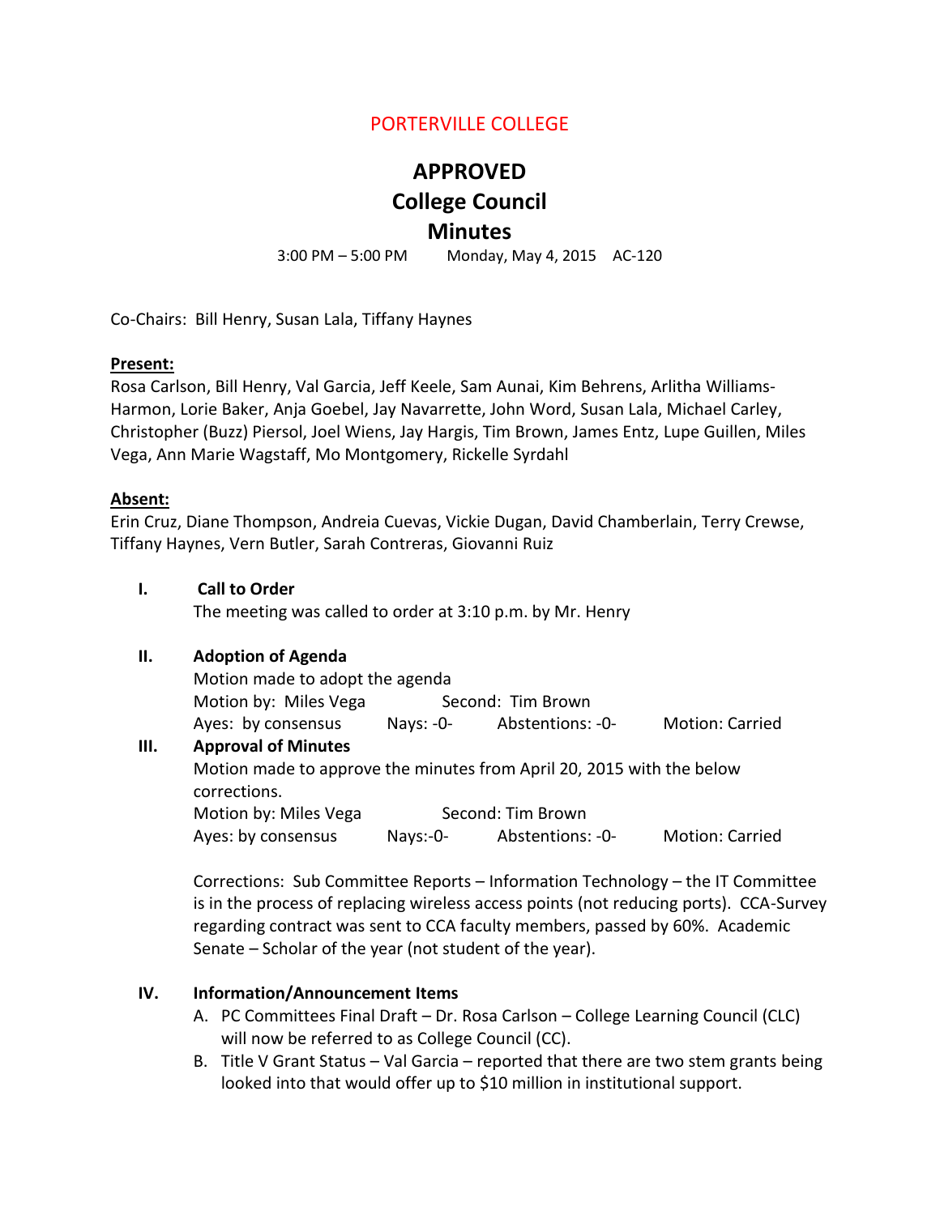PORTERVILLE COLLEGE

# APPROVED
# College Council
# Minutes

3:00 PM – 5:00 PM Monday, May 4, 2015 AC-120

Co-Chairs: Bill Henry, Susan Lala, Tiffany Haynes

**Present:**
Rosa Carlson, Bill Henry, Val Garcia, Jeff Keele, Sam Aunai, Kim Behrens, Arlitha Williams-Harmon, Lorie Baker, Anja Goebel, Jay Navarrette, John Word, Susan Lala, Michael Carley, Christopher (Buzz) Piersol, Joel Wiens, Jay Hargis, Tim Brown, James Entz, Lupe Guillen, Miles Vega, Ann Marie Wagstaff, Mo Montgomery, Rickelle Syrdahl

**Absent:**
Erin Cruz, Diane Thompson, Andreia Cuevas, Vickie Dugan, David Chamberlain, Terry Crewse, Tiffany Haynes, Vern Butler, Sarah Contreras, Giovanni Ruiz

**I. Call to Order**

The meeting was called to order at 3:10 p.m. by Mr. Henry

**II. Adoption of Agenda**

Motion made to adopt the agenda
Motion by: Miles Vega Second: Tim Brown
Ayes: by consensus Nays: -0- Abstentions: -0- Motion: Carried

**III. Approval of Minutes**

Motion made to approve the minutes from April 20, 2015 with the below corrections.
Motion by: Miles Vega Second: Tim Brown
Ayes: by consensus Nays:-0- Abstentions: -0- Motion: Carried

Corrections: Sub Committee Reports – Information Technology – the IT Committee is in the process of replacing wireless access points (not reducing ports). CCA-Survey regarding contract was sent to CCA faculty members, passed by 60%. Academic Senate – Scholar of the year (not student of the year).

**IV. Information/Announcement Items**

A. PC Committees Final Draft – Dr. Rosa Carlson – College Learning Council (CLC) will now be referred to as College Council (CC).
B. Title V Grant Status – Val Garcia – reported that there are two stem grants being looked into that would offer up to $10 million in institutional support.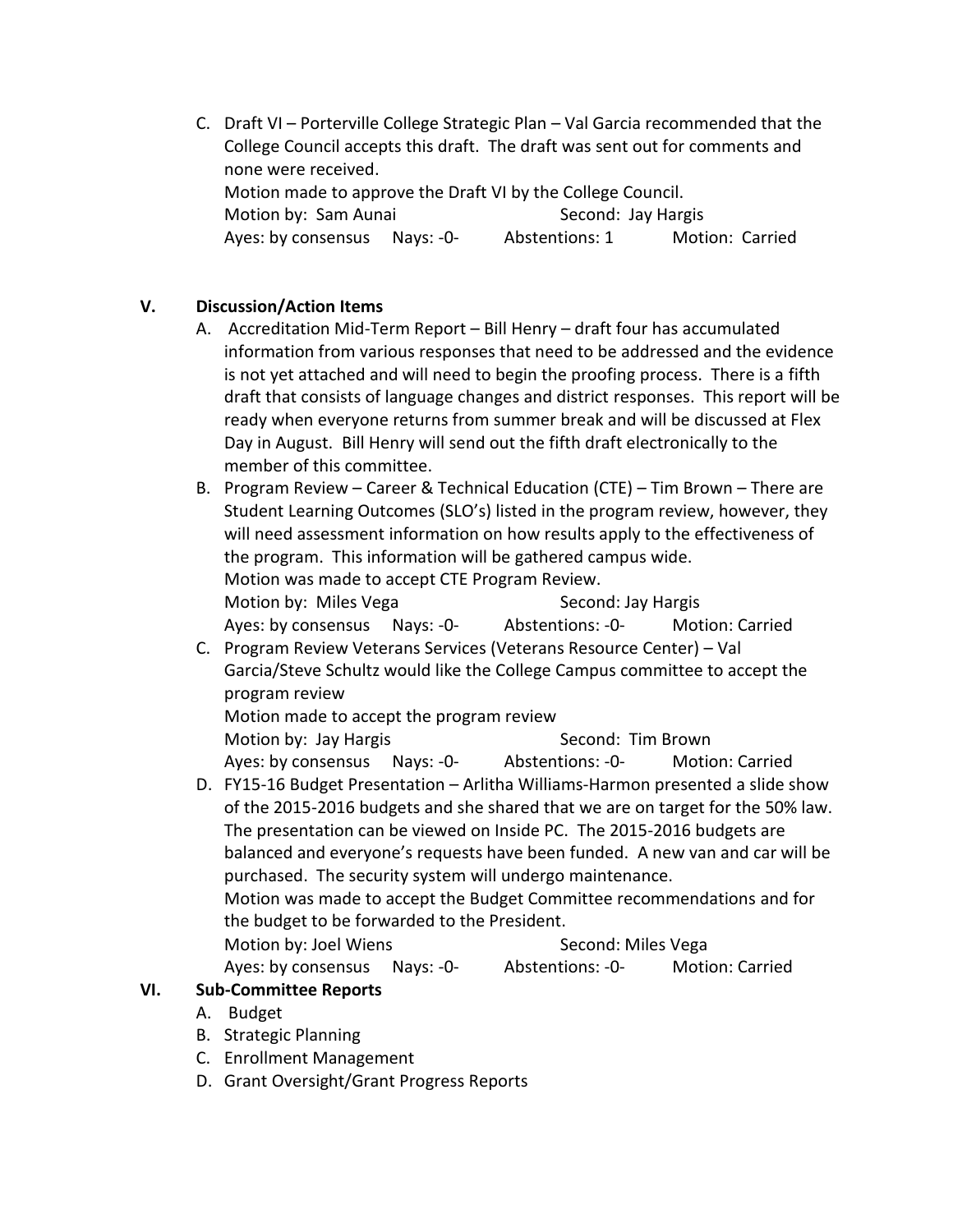C. Draft VI – Porterville College Strategic Plan – Val Garcia recommended that the College Council accepts this draft. The draft was sent out for comments and none were received.
   Motion made to approve the Draft VI by the College Council.
   Motion by: Sam Aunai    Second: Jay Hargis
   Ayes: by consensus    Nays: -0-    Abstentions: 1    Motion: Carried

## V. Discussion/Action Items

A. Accreditation Mid-Term Report – Bill Henry – draft four has accumulated information from various responses that need to be addressed and the evidence is not yet attached and will need to begin the proofing process. There is a fifth draft that consists of language changes and district responses. This report will be ready when everyone returns from summer break and will be discussed at Flex Day in August. Bill Henry will send out the fifth draft electronically to the member of this committee.

B. Program Review – Career & Technical Education (CTE) – Tim Brown – There are Student Learning Outcomes (SLO's) listed in the program review, however, they will need assessment information on how results apply to the effectiveness of the program. This information will be gathered campus wide.
   Motion was made to accept CTE Program Review.
   Motion by: Miles Vega    Second: Jay Hargis
   Ayes: by consensus    Nays: -0-    Abstentions: -0-    Motion: Carried

C. Program Review Veterans Services (Veterans Resource Center) – Val Garcia/Steve Schultz would like the College Campus committee to accept the program review
   Motion made to accept the program review
   Motion by: Jay Hargis    Second: Tim Brown
   Ayes: by consensus    Nays: -0-    Abstentions: -0-    Motion: Carried

D. FY15-16 Budget Presentation – Arlitha Williams-Harmon presented a slide show of the 2015-2016 budgets and she shared that we are on target for the 50% law. The presentation can be viewed on Inside PC. The 2015-2016 budgets are balanced and everyone's requests have been funded. A new van and car will be purchased. The security system will undergo maintenance.
   Motion was made to accept the Budget Committee recommendations and for the budget to be forwarded to the President.
   Motion by: Joel Wiens    Second: Miles Vega
   Ayes: by consensus    Nays: -0-    Abstentions: -0-    Motion: Carried

## VI. Sub-Committee Reports

A. Budget
B. Strategic Planning
C. Enrollment Management
D. Grant Oversight/Grant Progress Reports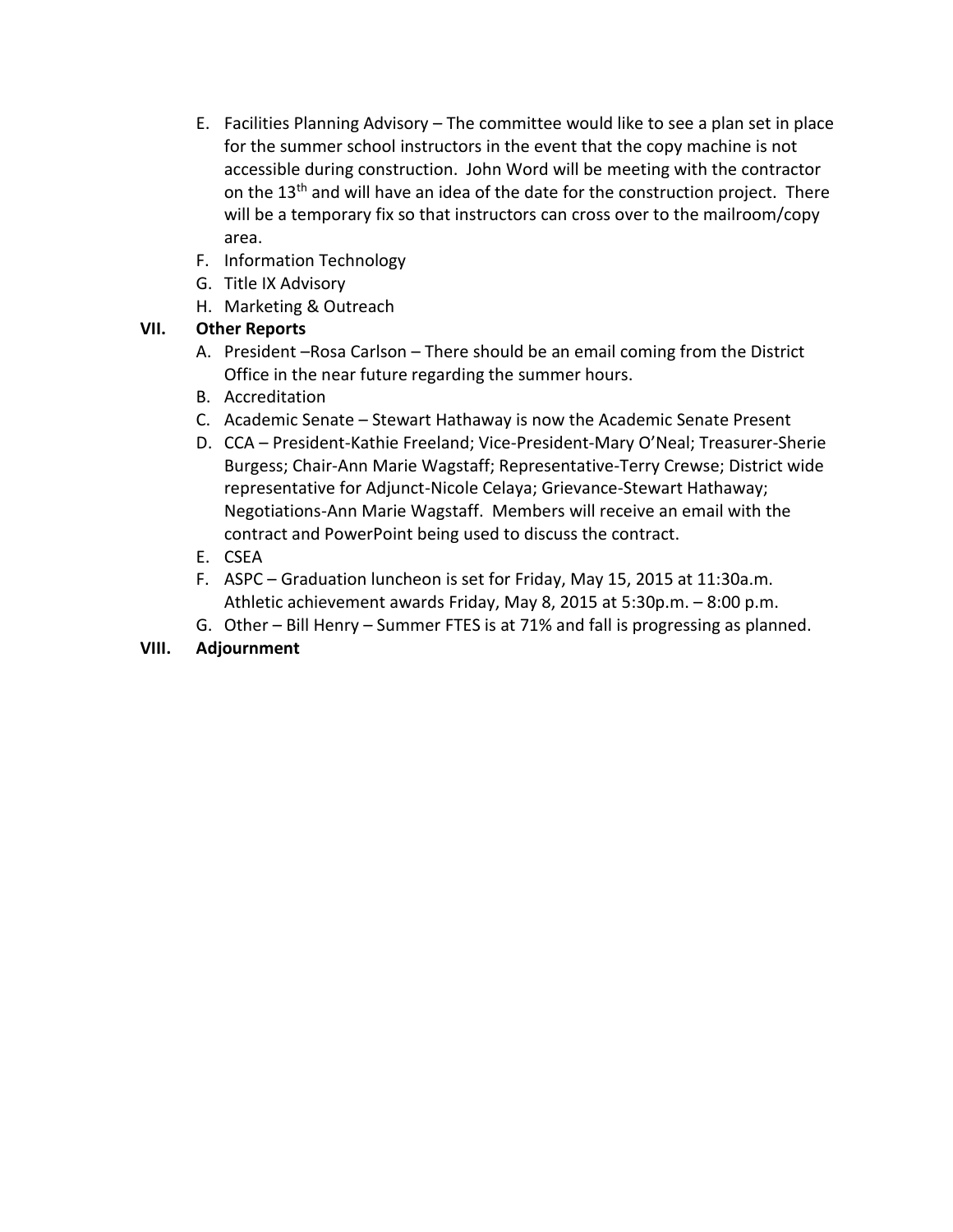E. Facilities Planning Advisory – The committee would like to see a plan set in place for the summer school instructors in the event that the copy machine is not accessible during construction. John Word will be meeting with the contractor on the 13th and will have an idea of the date for the construction project. There will be a temporary fix so that instructors can cross over to the mailroom/copy area.

F. Information Technology

G. Title IX Advisory

H. Marketing & Outreach

**VII. Other Reports**

A. President –Rosa Carlson – There should be an email coming from the District Office in the near future regarding the summer hours.

B. Accreditation

C. Academic Senate – Stewart Hathaway is now the Academic Senate Present

D. CCA – President-Kathie Freeland; Vice-President-Mary O'Neal; Treasurer-Sherie Burgess; Chair-Ann Marie Wagstaff; Representative-Terry Crewse; District wide representative for Adjunct-Nicole Celaya; Grievance-Stewart Hathaway; Negotiations-Ann Marie Wagstaff. Members will receive an email with the contract and PowerPoint being used to discuss the contract.

E. CSEA

F. ASPC – Graduation luncheon is set for Friday, May 15, 2015 at 11:30a.m. Athletic achievement awards Friday, May 8, 2015 at 5:30p.m. – 8:00 p.m.

G. Other – Bill Henry – Summer FTES is at 71% and fall is progressing as planned.

**VIII. Adjournment**